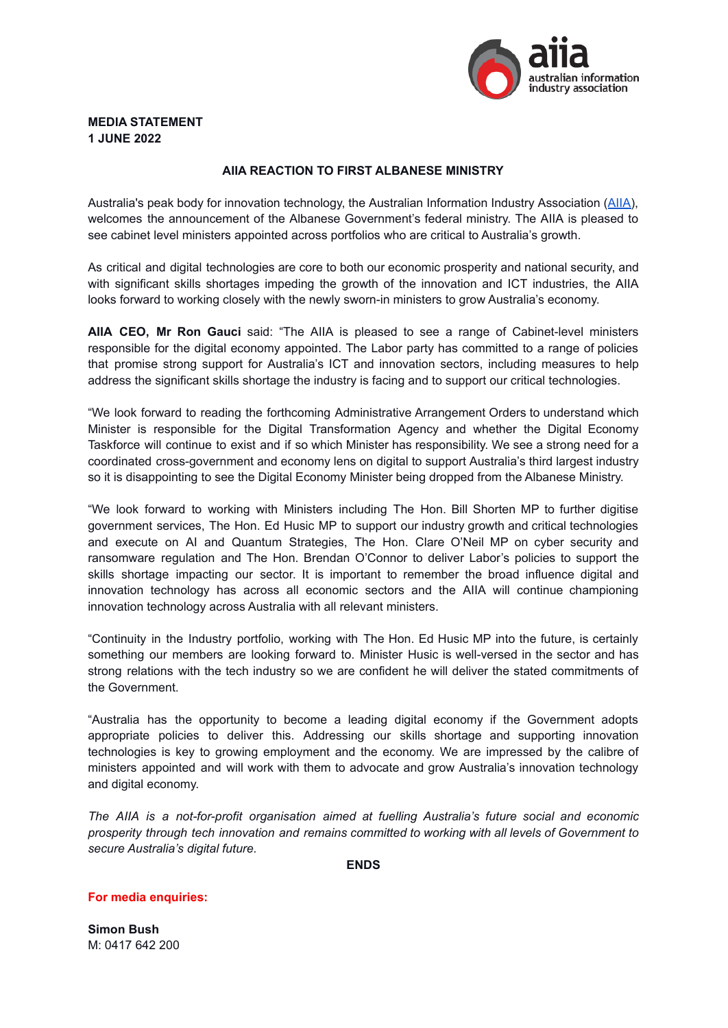**MEDIA STATEMENT**
**1 JUNE 2022**

## AIIA REACTION TO FIRST ALBANESE MINISTRY

Australia's peak body for innovation technology, the Australian Information Industry Association ([AIIA](AIIA)), welcomes the announcement of the Albanese Government's federal ministry. The AIIA is pleased to see cabinet level ministers appointed across portfolios who are critical to Australia's growth.

As critical and digital technologies are core to both our economic prosperity and national security, and with significant skills shortages impeding the growth of the innovation and ICT industries, the AIIA looks forward to working closely with the newly sworn-in ministers to grow Australia's economy.

**AIIA CEO, Mr Ron Gauci** said: "The AIIA is pleased to see a range of Cabinet-level ministers responsible for the digital economy appointed. The Labor party has committed to a range of policies that promise strong support for Australia's ICT and innovation sectors, including measures to help address the significant skills shortage the industry is facing and to support our critical technologies.

"We look forward to reading the forthcoming Administrative Arrangement Orders to understand which Minister is responsible for the Digital Transformation Agency and whether the Digital Economy Taskforce will continue to exist and if so which Minister has responsibility. We see a strong need for a coordinated cross-government and economy lens on digital to support Australia's third largest industry so it is disappointing to see the Digital Economy Minister being dropped from the Albanese Ministry.

"We look forward to working with Ministers including The Hon. Bill Shorten MP to further digitise government services, The Hon. Ed Husic MP to support our industry growth and critical technologies and execute on AI and Quantum Strategies, The Hon. Clare O'Neil MP on cyber security and ransomware regulation and The Hon. Brendan O'Connor to deliver Labor's policies to support the skills shortage impacting our sector. It is important to remember the broad influence digital and innovation technology has across all economic sectors and the AIIA will continue championing innovation technology across Australia with all relevant ministers.

"Continuity in the Industry portfolio, working with The Hon. Ed Husic MP into the future, is certainly something our members are looking forward to. Minister Husic is well-versed in the sector and has strong relations with the tech industry so we are confident he will deliver the stated commitments of the Government.

"Australia has the opportunity to become a leading digital economy if the Government adopts appropriate policies to deliver this. Addressing our skills shortage and supporting innovation technologies is key to growing employment and the economy. We are impressed by the calibre of ministers appointed and will work with them to advocate and grow Australia's innovation technology and digital economy.

*The AIIA is a not-for-profit organisation aimed at fuelling Australia's future social and economic prosperity through tech innovation and remains committed to working with all levels of Government to secure Australia's digital future.*

**ENDS**

**For media enquiries:**

**Simon Bush**
M: 0417 642 200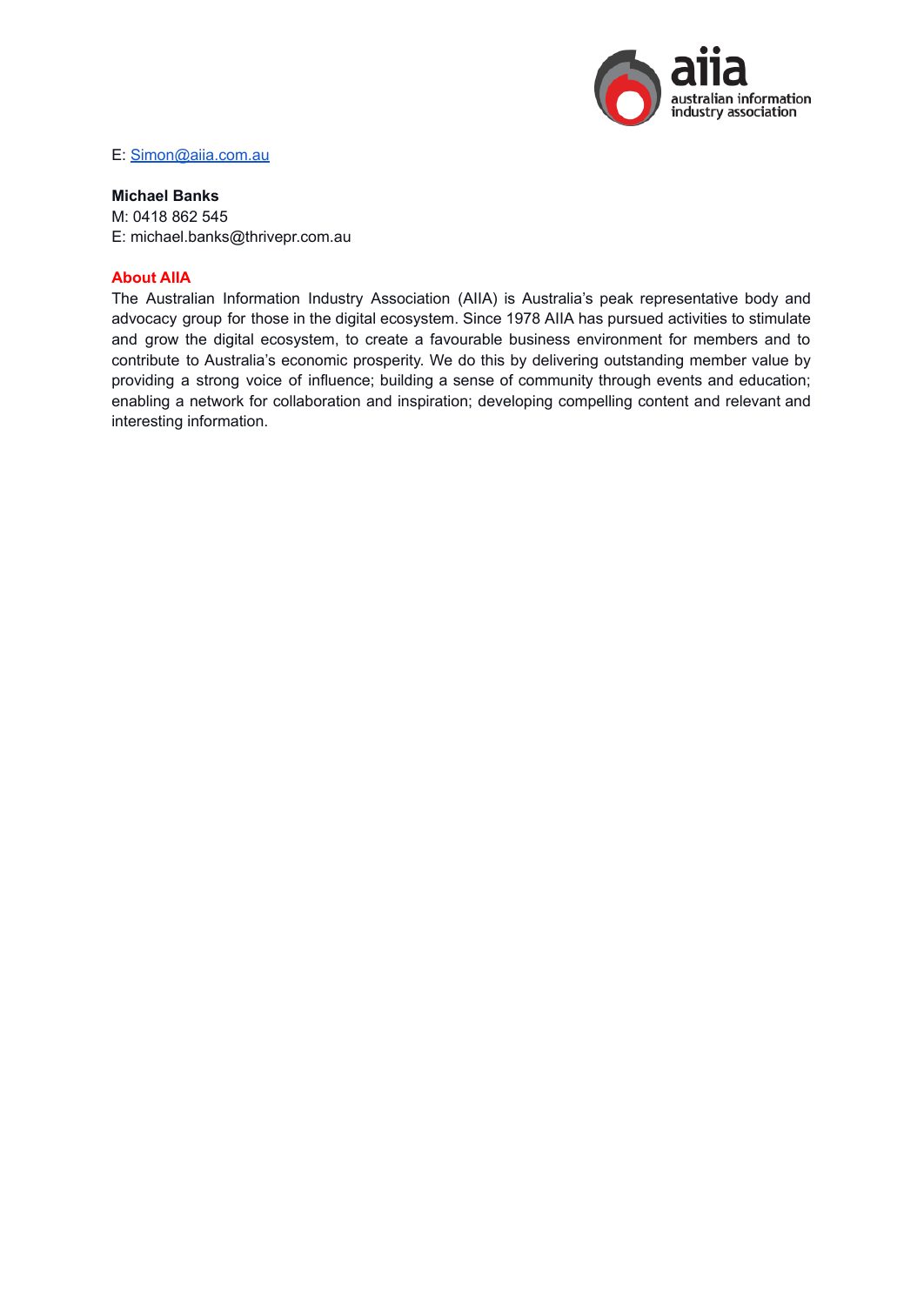E: Simon@aiia.com.au

**Michael Banks**
M: 0418 862 545
E: michael.banks@thrivepr.com.au

**About AIIA**

The Australian Information Industry Association (AIIA) is Australia's peak representative body and advocacy group for those in the digital ecosystem. Since 1978 AIIA has pursued activities to stimulate and grow the digital ecosystem, to create a favourable business environment for members and to contribute to Australia's economic prosperity. We do this by delivering outstanding member value by providing a strong voice of influence; building a sense of community through events and education; enabling a network for collaboration and inspiration; developing compelling content and relevant and interesting information.